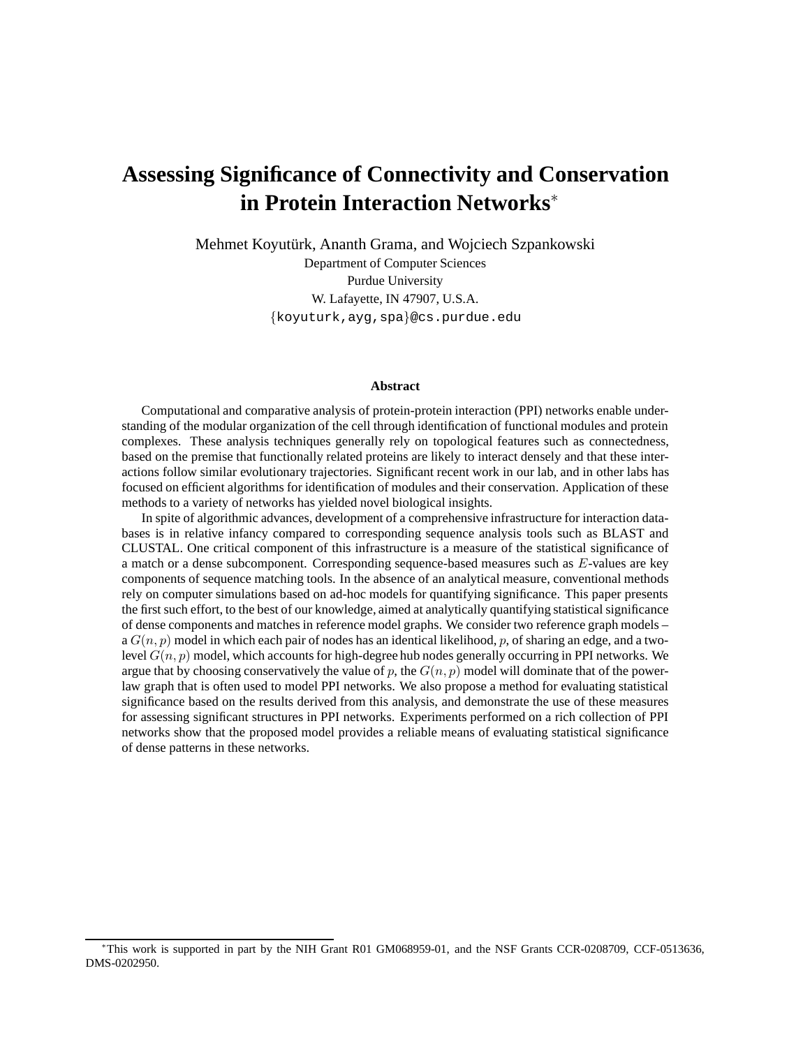# Assessing Significance of Connectivity and Conservation in Protein Interaction Networks*

Mehmet Koyutürk, Ananth Grama, and Wojciech Szpankowski

Department of Computer Sciences
Purdue University
W. Lafayette, IN 47907, U.S.A.
{koyuturk,ayg,spa}@cs.purdue.edu

### Abstract

Computational and comparative analysis of protein-protein interaction (PPI) networks enable understanding of the modular organization of the cell through identification of functional modules and protein complexes. These analysis techniques generally rely on topological features such as connectedness, based on the premise that functionally related proteins are likely to interact densely and that these interactions follow similar evolutionary trajectories. Significant recent work in our lab, and in other labs has focused on efficient algorithms for identification of modules and their conservation. Application of these methods to a variety of networks has yielded novel biological insights.

In spite of algorithmic advances, development of a comprehensive infrastructure for interaction databases is in relative infancy compared to corresponding sequence analysis tools such as BLAST and CLUSTAL. One critical component of this infrastructure is a measure of the statistical significance of a match or a dense subcomponent. Corresponding sequence-based measures such as $E$-values are key components of sequence matching tools. In the absence of an analytical measure, conventional methods rely on computer simulations based on ad-hoc models for quantifying significance. This paper presents the first such effort, to the best of our knowledge, aimed at analytically quantifying statistical significance of dense components and matches in reference model graphs. We consider two reference graph models – a $G(n,p)$ model in which each pair of nodes has an identical likelihood, $p$, of sharing an edge, and a two-level $G(n,p)$ model, which accounts for high-degree hub nodes generally occurring in PPI networks. We argue that by choosing conservatively the value of $p$, the $G(n,p)$ model will dominate that of the power-law graph that is often used to model PPI networks. We also propose a method for evaluating statistical significance based on the results derived from this analysis, and demonstrate the use of these measures for assessing significant structures in PPI networks. Experiments performed on a rich collection of PPI networks show that the proposed model provides a reliable means of evaluating statistical significance of dense patterns in these networks.

*This work is supported in part by the NIH Grant R01 GM068959-01, and the NSF Grants CCR-0208709, CCF-0513636, DMS-0202950.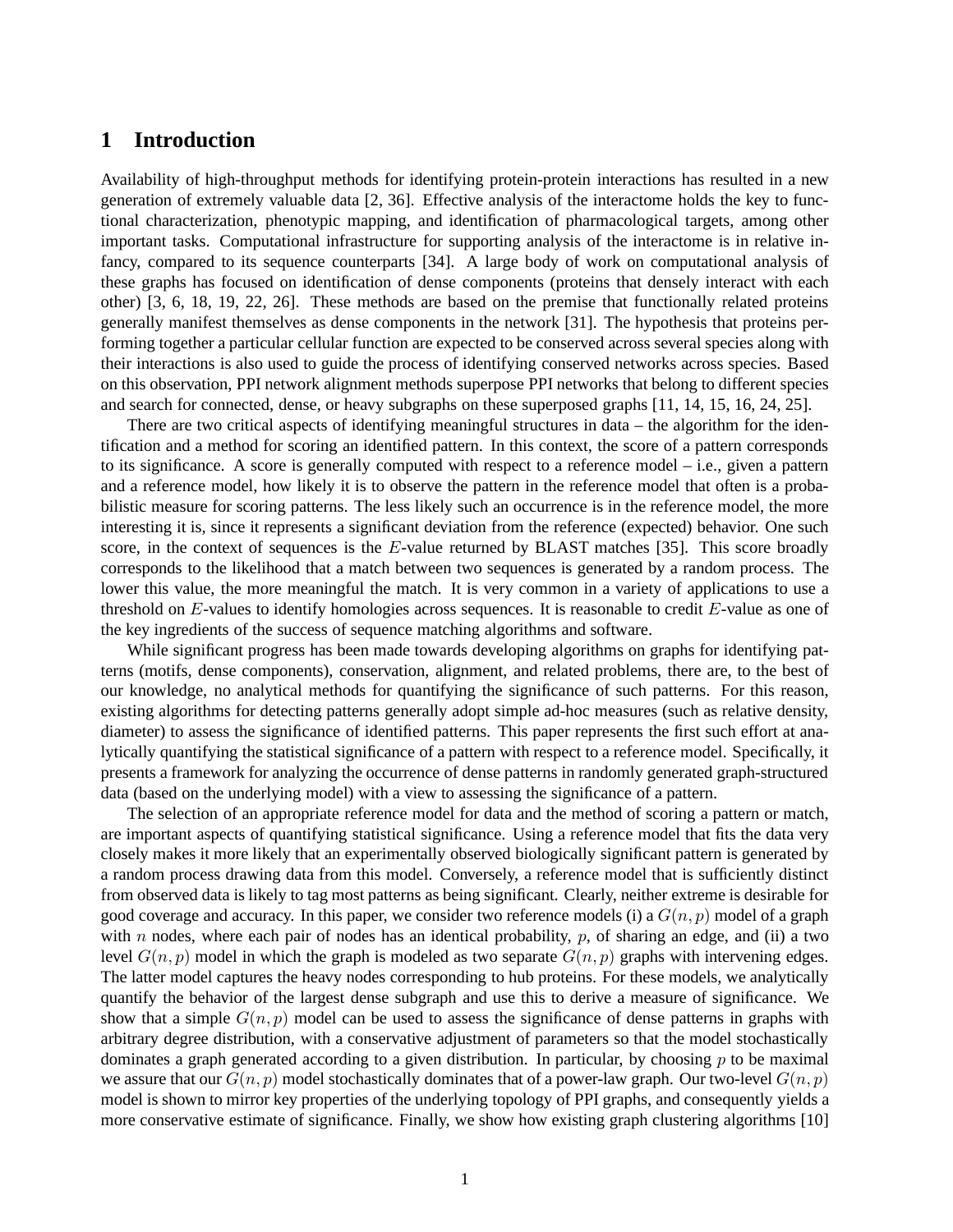# 1 Introduction

Availability of high-throughput methods for identifying protein-protein interactions has resulted in a new generation of extremely valuable data [2, 36]. Effective analysis of the interactome holds the key to functional characterization, phenotypic mapping, and identification of pharmacological targets, among other important tasks. Computational infrastructure for supporting analysis of the interactome is in relative infancy, compared to its sequence counterparts [34]. A large body of work on computational analysis of these graphs has focused on identification of dense components (proteins that densely interact with each other) [3, 6, 18, 19, 22, 26]. These methods are based on the premise that functionally related proteins generally manifest themselves as dense components in the network [31]. The hypothesis that proteins performing together a particular cellular function are expected to be conserved across several species along with their interactions is also used to guide the process of identifying conserved networks across species. Based on this observation, PPI network alignment methods superpose PPI networks that belong to different species and search for connected, dense, or heavy subgraphs on these superposed graphs [11, 14, 15, 16, 24, 25].

There are two critical aspects of identifying meaningful structures in data – the algorithm for the identification and a method for scoring an identified pattern. In this context, the score of a pattern corresponds to its significance. A score is generally computed with respect to a reference model – i.e., given a pattern and a reference model, how likely it is to observe the pattern in the reference model that often is a probabilistic measure for scoring patterns. The less likely such an occurrence is in the reference model, the more interesting it is, since it represents a significant deviation from the reference (expected) behavior. One such score, in the context of sequences is the $E$-value returned by BLAST matches [35]. This score broadly corresponds to the likelihood that a match between two sequences is generated by a random process. The lower this value, the more meaningful the match. It is very common in a variety of applications to use a threshold on $E$-values to identify homologies across sequences. It is reasonable to credit $E$-value as one of the key ingredients of the success of sequence matching algorithms and software.

While significant progress has been made towards developing algorithms on graphs for identifying patterns (motifs, dense components), conservation, alignment, and related problems, there are, to the best of our knowledge, no analytical methods for quantifying the significance of such patterns. For this reason, existing algorithms for detecting patterns generally adopt simple ad-hoc measures (such as relative density, diameter) to assess the significance of identified patterns. This paper represents the first such effort at analytically quantifying the statistical significance of a pattern with respect to a reference model. Specifically, it presents a framework for analyzing the occurrence of dense patterns in randomly generated graph-structured data (based on the underlying model) with a view to assessing the significance of a pattern.

The selection of an appropriate reference model for data and the method of scoring a pattern or match, are important aspects of quantifying statistical significance. Using a reference model that fits the data very closely makes it more likely that an experimentally observed biologically significant pattern is generated by a random process drawing data from this model. Conversely, a reference model that is sufficiently distinct from observed data is likely to tag most patterns as being significant. Clearly, neither extreme is desirable for good coverage and accuracy. In this paper, we consider two reference models (i) a $G(n, p)$ model of a graph with $n$ nodes, where each pair of nodes has an identical probability, $p$, of sharing an edge, and (ii) a two level $G(n, p)$ model in which the graph is modeled as two separate $G(n, p)$ graphs with intervening edges. The latter model captures the heavy nodes corresponding to hub proteins. For these models, we analytically quantify the behavior of the largest dense subgraph and use this to derive a measure of significance. We show that a simple $G(n, p)$ model can be used to assess the significance of dense patterns in graphs with arbitrary degree distribution, with a conservative adjustment of parameters so that the model stochastically dominates a graph generated according to a given distribution. In particular, by choosing $p$ to be maximal we assure that our $G(n, p)$ model stochastically dominates that of a power-law graph. Our two-level $G(n, p)$ model is shown to mirror key properties of the underlying topology of PPI graphs, and consequently yields a more conservative estimate of significance. Finally, we show how existing graph clustering algorithms [10]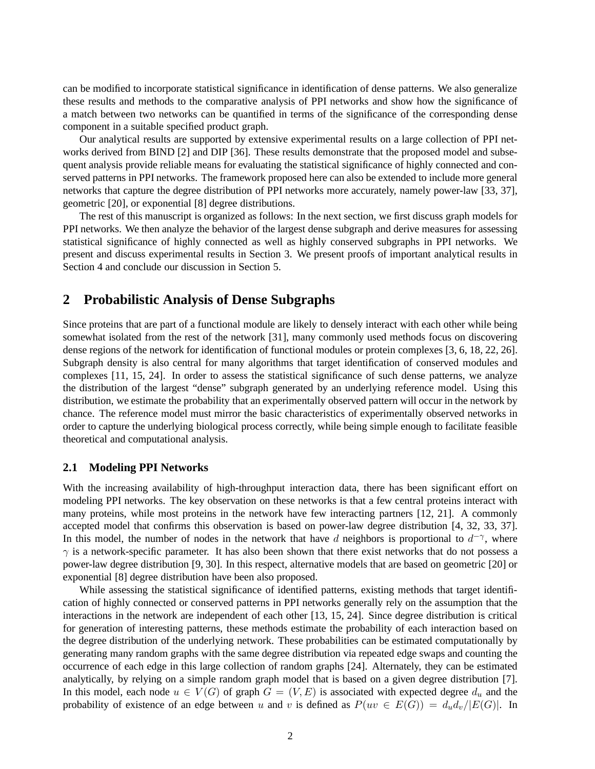can be modified to incorporate statistical significance in identification of dense patterns. We also generalize these results and methods to the comparative analysis of PPI networks and show how the significance of a match between two networks can be quantified in terms of the significance of the corresponding dense component in a suitable specified product graph.

Our analytical results are supported by extensive experimental results on a large collection of PPI networks derived from BIND [2] and DIP [36]. These results demonstrate that the proposed model and subsequent analysis provide reliable means for evaluating the statistical significance of highly connected and conserved patterns in PPI networks. The framework proposed here can also be extended to include more general networks that capture the degree distribution of PPI networks more accurately, namely power-law [33, 37], geometric [20], or exponential [8] degree distributions.

The rest of this manuscript is organized as follows: In the next section, we first discuss graph models for PPI networks. We then analyze the behavior of the largest dense subgraph and derive measures for assessing statistical significance of highly connected as well as highly conserved subgraphs in PPI networks. We present and discuss experimental results in Section 3. We present proofs of important analytical results in Section 4 and conclude our discussion in Section 5.

## 2 Probabilistic Analysis of Dense Subgraphs

Since proteins that are part of a functional module are likely to densely interact with each other while being somewhat isolated from the rest of the network [31], many commonly used methods focus on discovering dense regions of the network for identification of functional modules or protein complexes [3, 6, 18, 22, 26]. Subgraph density is also central for many algorithms that target identification of conserved modules and complexes [11, 15, 24]. In order to assess the statistical significance of such dense patterns, we analyze the distribution of the largest "dense" subgraph generated by an underlying reference model. Using this distribution, we estimate the probability that an experimentally observed pattern will occur in the network by chance. The reference model must mirror the basic characteristics of experimentally observed networks in order to capture the underlying biological process correctly, while being simple enough to facilitate feasible theoretical and computational analysis.

### 2.1 Modeling PPI Networks

With the increasing availability of high-throughput interaction data, there has been significant effort on modeling PPI networks. The key observation on these networks is that a few central proteins interact with many proteins, while most proteins in the network have few interacting partners [12, 21]. A commonly accepted model that confirms this observation is based on power-law degree distribution [4, 32, 33, 37]. In this model, the number of nodes in the network that have $d$ neighbors is proportional to $d^{-\gamma}$, where $\gamma$ is a network-specific parameter. It has also been shown that there exist networks that do not possess a power-law degree distribution [9, 30]. In this respect, alternative models that are based on geometric [20] or exponential [8] degree distribution have been also proposed.

While assessing the statistical significance of identified patterns, existing methods that target identification of highly connected or conserved patterns in PPI networks generally rely on the assumption that the interactions in the network are independent of each other [13, 15, 24]. Since degree distribution is critical for generation of interesting patterns, these methods estimate the probability of each interaction based on the degree distribution of the underlying network. These probabilities can be estimated computationally by generating many random graphs with the same degree distribution via repeated edge swaps and counting the occurrence of each edge in this large collection of random graphs [24]. Alternately, they can be estimated analytically, by relying on a simple random graph model that is based on a given degree distribution [7]. In this model, each node $u \in V(G)$ of graph $G = (V, E)$ is associated with expected degree $d_u$ and the probability of existence of an edge between $u$ and $v$ is defined as $P(uv \in E(G)) = d_u d_v / |E(G)|$. In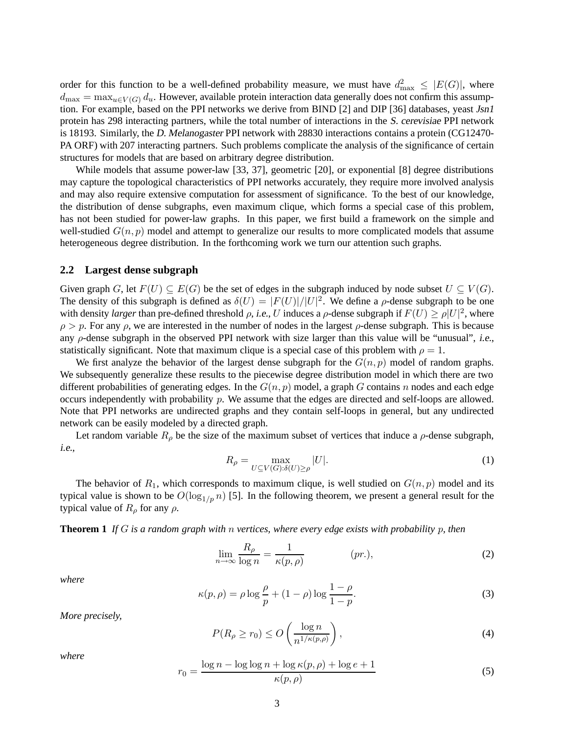order for this function to be a well-defined probability measure, we must have $d_{\max}^2 \le |E(G)|$, where $d_{\max} = \max_{u \in V(G)} d_u$. However, available protein interaction data generally does not confirm this assumption. For example, based on the PPI networks we derive from BIND [2] and DIP [36] databases, yeast *Jsn1* protein has 298 interacting partners, while the total number of interactions in the *S. cerevisiae* PPI network is 18193. Similarly, the *D. Melanogaster* PPI network with 28830 interactions contains a protein (CG12470-PA ORF) with 207 interacting partners. Such problems complicate the analysis of the significance of certain structures for models that are based on arbitrary degree distribution.

While models that assume power-law [33, 37], geometric [20], or exponential [8] degree distributions may capture the topological characteristics of PPI networks accurately, they require more involved analysis and may also require extensive computation for assessment of significance. To the best of our knowledge, the distribution of dense subgraphs, even maximum clique, which forms a special case of this problem, has not been studied for power-law graphs. In this paper, we first build a framework on the simple and well-studied $G(n,p)$ model and attempt to generalize our results to more complicated models that assume heterogeneous degree distribution. In the forthcoming work we turn our attention such graphs.

## 2.2 Largest dense subgraph

Given graph $G$, let $F(U) \subseteq E(G)$ be the set of edges in the subgraph induced by node subset $U \subseteq V(G)$. The density of this subgraph is defined as $\delta(U) = |F(U)|/|U|^2$. We define a $\rho$-dense subgraph to be one with density *larger* than pre-defined threshold $\rho$, *i.e.*, $U$ induces a $\rho$-dense subgraph if $F(U) \ge \rho |U|^2$, where $\rho > p$. For any $\rho$, we are interested in the number of nodes in the largest $\rho$-dense subgraph. This is because any $\rho$-dense subgraph in the observed PPI network with size larger than this value will be "unusual", *i.e.*, statistically significant. Note that maximum clique is a special case of this problem with $\rho = 1$.

We first analyze the behavior of the largest dense subgraph for the $G(n,p)$ model of random graphs. We subsequently generalize these results to the piecewise degree distribution model in which there are two different probabilities of generating edges. In the $G(n,p)$ model, a graph $G$ contains $n$ nodes and each edge occurs independently with probability $p$. We assume that the edges are directed and self-loops are allowed. Note that PPI networks are undirected graphs and they contain self-loops in general, but any undirected network can be easily modeled by a directed graph.

Let random variable $R_\rho$ be the size of the maximum subset of vertices that induce a $\rho$-dense subgraph, *i.e.*,

$$R_\rho = \max_{U \subseteq V(G): \delta(U) \ge \rho} |U|. \tag{1}$$

The behavior of $R_1$, which corresponds to maximum clique, is well studied on $G(n,p)$ model and its typical value is shown to be $O(\log_{1/p} n)$ [5]. In the following theorem, we present a general result for the typical value of $R_\rho$ for any $\rho$.

**Theorem 1** *If $G$ is a random graph with $n$ vertices, where every edge exists with probability $p$, then*

$$\lim_{n \to \infty} \frac{R_\rho}{\log n} = \frac{1}{\kappa(p,\rho)} \qquad (pr.), \tag{2}$$

*where*

$$\kappa(p,\rho) = \rho \log \frac{\rho}{p} + (1-\rho) \log \frac{1-\rho}{1-p}. \tag{3}$$

*More precisely,*

$$P(R_\rho \ge r_0) \le O\left(\frac{\log n}{n^{1/\kappa(p,\rho)}}\right), \tag{4}$$

*where*

$$r_0 = \frac{\log n - \log\log n + \log \kappa(p,\rho) + \log e + 1}{\kappa(p,\rho)} \tag{5}$$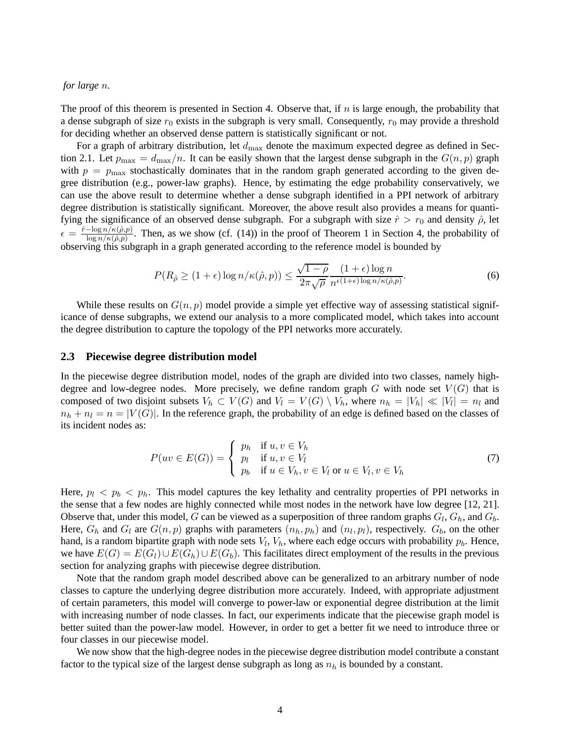*for large $n$.*

The proof of this theorem is presented in Section 4. Observe that, if $n$ is large enough, the probability that a dense subgraph of size $r_0$ exists in the subgraph is very small. Consequently, $r_0$ may provide a threshold for deciding whether an observed dense pattern is statistically significant or not.

For a graph of arbitrary distribution, let $d_{\max}$ denote the maximum expected degree as defined in Section 2.1. Let $p_{\max} = d_{\max}/n$. It can be easily shown that the largest dense subgraph in the $G(n,p)$ graph with $p = p_{\max}$ stochastically dominates that in the random graph generated according to the given degree distribution (e.g., power-law graphs). Hence, by estimating the edge probability conservatively, we can use the above result to determine whether a dense subgraph identified in a PPI network of arbitrary degree distribution is statistically significant. Moreover, the above result also provides a means for quantifying the significance of an observed dense subgraph. For a subgraph with size $\hat{r} > r_0$ and density $\hat{\rho}$, let $\epsilon = \frac{\hat{r} - \log n/\kappa(\hat{\rho},p)}{\log n/\kappa(\hat{\rho},p)}$. Then, as we show (cf. (14)) in the proof of Theorem 1 in Section 4, the probability of observing this subgraph in a graph generated according to the reference model is bounded by

$$P(R_{\hat{\rho}} \geq (1+\epsilon)\log n/\kappa(\hat{\rho},p)) \leq \frac{\sqrt{1-\rho}}{2\pi\sqrt{\rho}} \frac{(1+\epsilon)\log n}{n^{\epsilon(1+\epsilon)\log n/\kappa(\hat{\rho},p)}}. \tag{6}$$

While these results on $G(n,p)$ model provide a simple yet effective way of assessing statistical significance of dense subgraphs, we extend our analysis to a more complicated model, which takes into account the degree distribution to capture the topology of the PPI networks more accurately.

### 2.3 Piecewise degree distribution model

In the piecewise degree distribution model, nodes of the graph are divided into two classes, namely high-degree and low-degree nodes. More precisely, we define random graph $G$ with node set $V(G)$ that is composed of two disjoint subsets $V_h \subset V(G)$ and $V_l = V(G) \setminus V_h$, where $n_h = |V_h| \ll |V_l| = n_l$ and $n_h + n_l = n = |V(G)|$. In the reference graph, the probability of an edge is defined based on the classes of its incident nodes as:

$$P(uv \in E(G)) = \begin{cases} p_h & \text{if } u, v \in V_h \\ p_l & \text{if } u, v \in V_l \\ p_b & \text{if } u \in V_h, v \in V_l \text{ or } u \in V_l, v \in V_h \end{cases} \tag{7}$$

Here, $p_l < p_b < p_h$. This model captures the key lethality and centrality properties of PPI networks in the sense that a few nodes are highly connected while most nodes in the network have low degree [12, 21]. Observe that, under this model, $G$ can be viewed as a superposition of three random graphs $G_l$, $G_h$, and $G_b$. Here, $G_h$ and $G_l$ are $G(n,p)$ graphs with parameters $(n_h, p_h)$ and $(n_l, p_l)$, respectively. $G_b$, on the other hand, is a random bipartite graph with node sets $V_l, V_h$, where each edge occurs with probability $p_b$. Hence, we have $E(G) = E(G_l) \cup E(G_h) \cup E(G_b)$. This facilitates direct employment of the results in the previous section for analyzing graphs with piecewise degree distribution.

Note that the random graph model described above can be generalized to an arbitrary number of node classes to capture the underlying degree distribution more accurately. Indeed, with appropriate adjustment of certain parameters, this model will converge to power-law or exponential degree distribution at the limit with increasing number of node classes. In fact, our experiments indicate that the piecewise graph model is better suited than the power-law model. However, in order to get a better fit we need to introduce three or four classes in our piecewise model.

We now show that the high-degree nodes in the piecewise degree distribution model contribute a constant factor to the typical size of the largest dense subgraph as long as $n_h$ is bounded by a constant.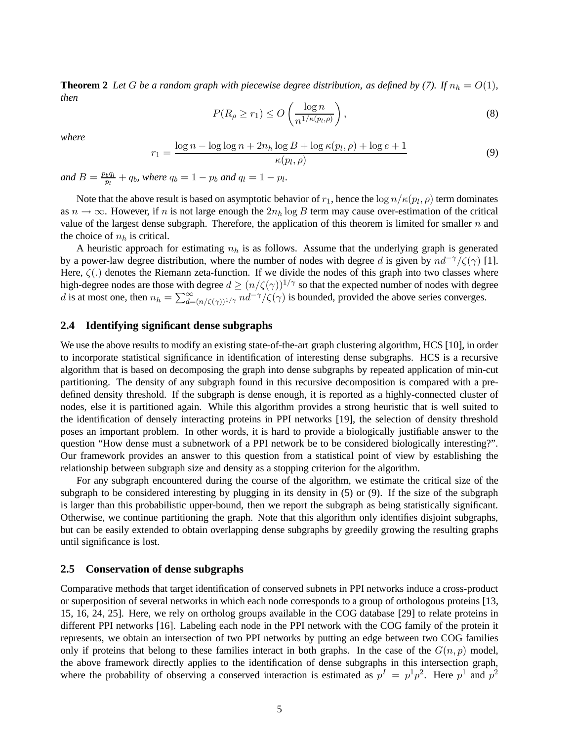**Theorem 2** *Let $G$ be a random graph with piecewise degree distribution, as defined by (7). If $n_h = O(1)$, then*

$$P(R_\rho \geq r_1) \leq O\left(\frac{\log n}{n^{1/\kappa(p_l,\rho)}}\right), \tag{8}$$

*where*

$$r_1 = \frac{\log n - \log\log n + 2n_h \log B + \log \kappa(p_l, \rho) + \log e + 1}{\kappa(p_l, \rho)} \tag{9}$$

*and $B = \frac{p_b q_l}{p_l} + q_b$, where $q_b = 1 - p_b$ and $q_l = 1 - p_l$.*

Note that the above result is based on asymptotic behavior of $r_1$, hence the $\log n/\kappa(p_l, \rho)$ term dominates as $n \to \infty$. However, if $n$ is not large enough the $2n_h \log B$ term may cause over-estimation of the critical value of the largest dense subgraph. Therefore, the application of this theorem is limited for smaller $n$ and the choice of $n_h$ is critical.

A heuristic approach for estimating $n_h$ is as follows. Assume that the underlying graph is generated by a power-law degree distribution, where the number of nodes with degree $d$ is given by $nd^{-\gamma}/\zeta(\gamma)$ [1]. Here, $\zeta(.)$ denotes the Riemann zeta-function. If we divide the nodes of this graph into two classes where high-degree nodes are those with degree $d \geq (n/\zeta(\gamma))^{1/\gamma}$ so that the expected number of nodes with degree $d$ is at most one, then $n_h = \sum_{d=(n/\zeta(\gamma))^{1/\gamma}}^{\infty} nd^{-\gamma}/\zeta(\gamma)$ is bounded, provided the above series converges.

## 2.4 Identifying significant dense subgraphs

We use the above results to modify an existing state-of-the-art graph clustering algorithm, HCS [10], in order to incorporate statistical significance in identification of interesting dense subgraphs. HCS is a recursive algorithm that is based on decomposing the graph into dense subgraphs by repeated application of min-cut partitioning. The density of any subgraph found in this recursive decomposition is compared with a pre-defined density threshold. If the subgraph is dense enough, it is reported as a highly-connected cluster of nodes, else it is partitioned again. While this algorithm provides a strong heuristic that is well suited to the identification of densely interacting proteins in PPI networks [19], the selection of density threshold poses an important problem. In other words, it is hard to provide a biologically justifiable answer to the question "How dense must a subnetwork of a PPI network be to be considered biologically interesting?". Our framework provides an answer to this question from a statistical point of view by establishing the relationship between subgraph size and density as a stopping criterion for the algorithm.

For any subgraph encountered during the course of the algorithm, we estimate the critical size of the subgraph to be considered interesting by plugging in its density in (5) or (9). If the size of the subgraph is larger than this probabilistic upper-bound, then we report the subgraph as being statistically significant. Otherwise, we continue partitioning the graph. Note that this algorithm only identifies disjoint subgraphs, but can be easily extended to obtain overlapping dense subgraphs by greedily growing the resulting graphs until significance is lost.

## 2.5 Conservation of dense subgraphs

Comparative methods that target identification of conserved subnets in PPI networks induce a cross-product or superposition of several networks in which each node corresponds to a group of orthologous proteins [13, 15, 16, 24, 25]. Here, we rely on ortholog groups available in the COG database [29] to relate proteins in different PPI networks [16]. Labeling each node in the PPI network with the COG family of the protein it represents, we obtain an intersection of two PPI networks by putting an edge between two COG families only if proteins that belong to these families interact in both graphs. In the case of the $G(n, p)$ model, the above framework directly applies to the identification of dense subgraphs in this intersection graph, where the probability of observing a conserved interaction is estimated as $p^I = p^1 p^2$. Here $p^1$ and $p^2$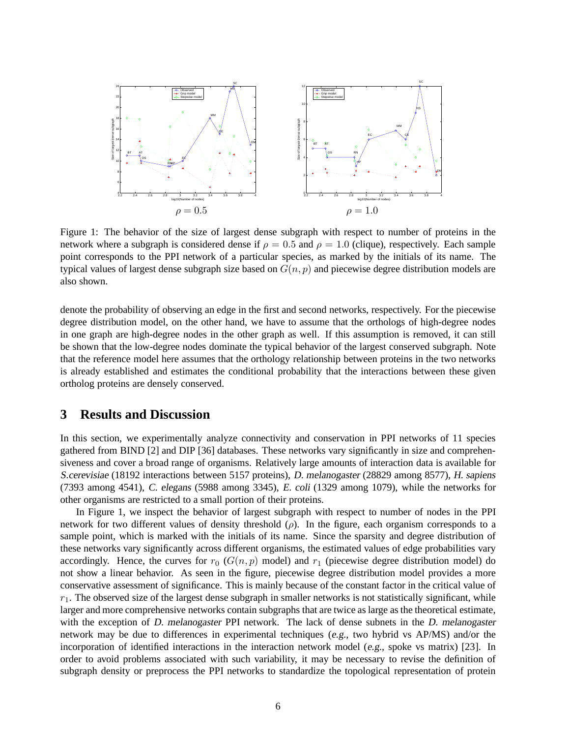$\rho = 0.5$ $\rho = 1.0$

Figure 1: The behavior of the size of largest dense subgraph with respect to number of proteins in the network where a subgraph is considered dense if $\rho = 0.5$ and $\rho = 1.0$ (clique), respectively. Each sample point corresponds to the PPI network of a particular species, as marked by the initials of its name. The typical values of largest dense subgraph size based on $G(n, p)$ and piecewise degree distribution models are also shown.

denote the probability of observing an edge in the first and second networks, respectively. For the piecewise degree distribution model, on the other hand, we have to assume that the orthologs of high-degree nodes in one graph are high-degree nodes in the other graph as well. If this assumption is removed, it can still be shown that the low-degree nodes dominate the typical behavior of the largest conserved subgraph. Note that the reference model here assumes that the orthology relationship between proteins in the two networks is already established and estimates the conditional probability that the interactions between these given ortholog proteins are densely conserved.

## 3 Results and Discussion

In this section, we experimentally analyze connectivity and conservation in PPI networks of 11 species gathered from BIND [2] and DIP [36] databases. These networks vary significantly in size and comprehensiveness and cover a broad range of organisms. Relatively large amounts of interaction data is available for *S.cerevisiae* (18192 interactions between 5157 proteins), *D. melanogaster* (28829 among 8577), *H. sapiens* (7393 among 4541), *C. elegans* (5988 among 3345), *E. coli* (1329 among 1079), while the networks for other organisms are restricted to a small portion of their proteins.

In Figure 1, we inspect the behavior of largest subgraph with respect to number of nodes in the PPI network for two different values of density threshold ($\rho$). In the figure, each organism corresponds to a sample point, which is marked with the initials of its name. Since the sparsity and degree distribution of these networks vary significantly across different organisms, the estimated values of edge probabilities vary accordingly. Hence, the curves for $r_0$ ($G(n, p)$ model) and $r_1$ (piecewise degree distribution model) do not show a linear behavior. As seen in the figure, piecewise degree distribution model provides a more conservative assessment of significance. This is mainly because of the constant factor in the critical value of $r_1$. The observed size of the largest dense subgraph in smaller networks is not statistically significant, while larger and more comprehensive networks contain subgraphs that are twice as large as the theoretical estimate, with the exception of *D. melanogaster* PPI network. The lack of dense subnets in the *D. melanogaster* network may be due to differences in experimental techniques (*e.g.,* two hybrid vs AP/MS) and/or the incorporation of identified interactions in the interaction network model (*e.g.,* spoke vs matrix) [23]. In order to avoid problems associated with such variability, it may be necessary to revise the definition of subgraph density or preprocess the PPI networks to standardize the topological representation of protein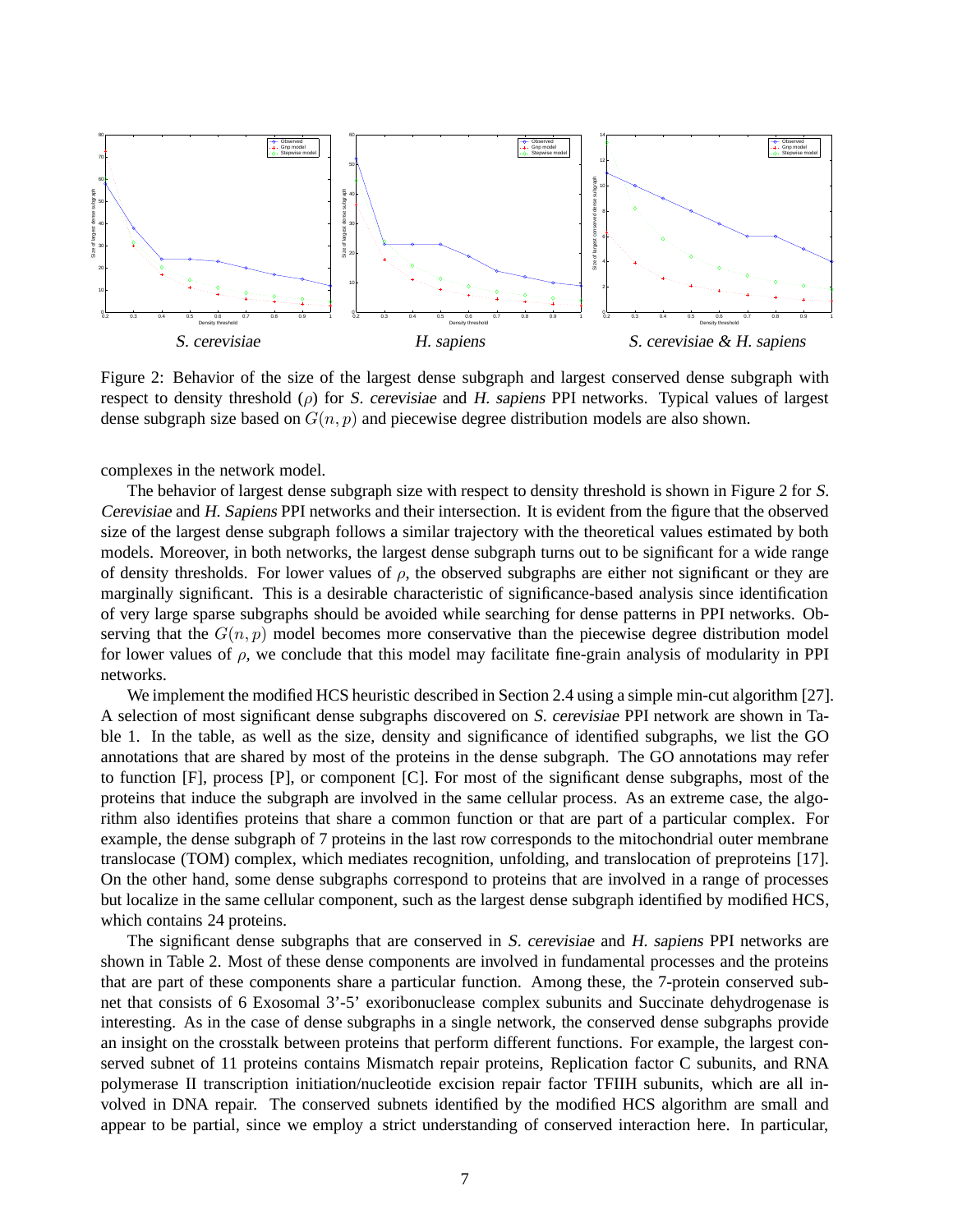*S. cerevisiae* *H. sapiens* *S. cerevisiae & H. sapiens*

Figure 2: Behavior of the size of the largest dense subgraph and largest conserved dense subgraph with respect to density threshold ($\rho$) for *S. cerevisiae* and *H. sapiens* PPI networks. Typical values of largest dense subgraph size based on $G(n, p)$ and piecewise degree distribution models are also shown.

complexes in the network model.

The behavior of largest dense subgraph size with respect to density threshold is shown in Figure 2 for *S. Cerevisiae* and *H. Sapiens* PPI networks and their intersection. It is evident from the figure that the observed size of the largest dense subgraph follows a similar trajectory with the theoretical values estimated by both models. Moreover, in both networks, the largest dense subgraph turns out to be significant for a wide range of density thresholds. For lower values of $\rho$, the observed subgraphs are either not significant or they are marginally significant. This is a desirable characteristic of significance-based analysis since identification of very large sparse subgraphs should be avoided while searching for dense patterns in PPI networks. Observing that the $G(n, p)$ model becomes more conservative than the piecewise degree distribution model for lower values of $\rho$, we conclude that this model may facilitate fine-grain analysis of modularity in PPI networks.

We implement the modified HCS heuristic described in Section 2.4 using a simple min-cut algorithm [27]. A selection of most significant dense subgraphs discovered on *S. cerevisiae* PPI network are shown in Table 1. In the table, as well as the size, density and significance of identified subgraphs, we list the GO annotations that are shared by most of the proteins in the dense subgraph. The GO annotations may refer to function [F], process [P], or component [C]. For most of the significant dense subgraphs, most of the proteins that induce the subgraph are involved in the same cellular process. As an extreme case, the algorithm also identifies proteins that share a common function or that are part of a particular complex. For example, the dense subgraph of 7 proteins in the last row corresponds to the mitochondrial outer membrane translocase (TOM) complex, which mediates recognition, unfolding, and translocation of preproteins [17]. On the other hand, some dense subgraphs correspond to proteins that are involved in a range of processes but localize in the same cellular component, such as the largest dense subgraph identified by modified HCS, which contains 24 proteins.

The significant dense subgraphs that are conserved in *S. cerevisiae* and *H. sapiens* PPI networks are shown in Table 2. Most of these dense components are involved in fundamental processes and the proteins that are part of these components share a particular function. Among these, the 7-protein conserved subnet that consists of 6 Exosomal 3'-5' exoribonuclease complex subunits and Succinate dehydrogenase is interesting. As in the case of dense subgraphs in a single network, the conserved dense subgraphs provide an insight on the crosstalk between proteins that perform different functions. For example, the largest conserved subnet of 11 proteins contains Mismatch repair proteins, Replication factor C subunits, and RNA polymerase II transcription initiation/nucleotide excision repair factor TFIIH subunits, which are all involved in DNA repair. The conserved subnets identified by the modified HCS algorithm are small and appear to be partial, since we employ a strict understanding of conserved interaction here. In particular,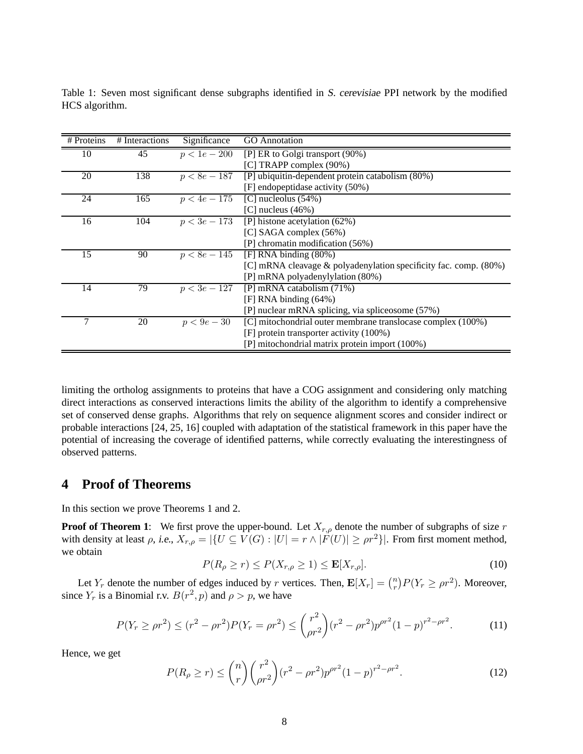Table 1: Seven most significant dense subgraphs identified in *S. cerevisiae* PPI network by the modified HCS algorithm.

| # Proteins | # Interactions | Significance | GO Annotation |
|---|---|---|---|
| 10 | 45 | $p < 1e-200$ | [P] ER to Golgi transport (90%) |
| | | | [C] TRAPP complex (90%) |
| 20 | 138 | $p < 8e-187$ | [P] ubiquitin-dependent protein catabolism (80%) |
| | | | [F] endopeptidase activity (50%) |
| 24 | 165 | $p < 4e-175$ | [C] nucleolus (54%) |
| | | | [C] nucleus (46%) |
| 16 | 104 | $p < 3e-173$ | [P] histone acetylation (62%) |
| | | | [C] SAGA complex (56%) |
| | | | [P] chromatin modification (56%) |
| 15 | 90 | $p < 8e-145$ | [F] RNA binding (80%) |
| | | | [C] mRNA cleavage & polyadenylation specificity fac. comp. (80%) |
| | | | [P] mRNA polyadenylylation (80%) |
| 14 | 79 | $p < 3e-127$ | [P] mRNA catabolism (71%) |
| | | | [F] RNA binding (64%) |
| | | | [P] nuclear mRNA splicing, via spliceosome (57%) |
| 7 | 20 | $p < 9e-30$ | [C] mitochondrial outer membrane translocase complex (100%) |
| | | | [F] protein transporter activity (100%) |
| | | | [P] mitochondrial matrix protein import (100%) |

limiting the ortholog assignments to proteins that have a COG assignment and considering only matching direct interactions as conserved interactions limits the ability of the algorithm to identify a comprehensive set of conserved dense graphs. Algorithms that rely on sequence alignment scores and consider indirect or probable interactions [24, 25, 16] coupled with adaptation of the statistical framework in this paper have the potential of increasing the coverage of identified patterns, while correctly evaluating the interestingness of observed patterns.

# 4 Proof of Theorems

In this section we prove Theorems 1 and 2.

**Proof of Theorem 1**: We first prove the upper-bound. Let $X_{r,\rho}$ denote the number of subgraphs of size $r$ with density at least $\rho$, *i.e.*, $X_{r,\rho} = |\{U \subseteq V(G) : |U| = r \wedge |F(U)| \geq \rho r^2\}|$. From first moment method, we obtain

$$P(R_\rho \geq r) \leq P(X_{r,\rho} \geq 1) \leq \mathbf{E}[X_{r,\rho}]. \tag{10}$$

Let $Y_r$ denote the number of edges induced by $r$ vertices. Then, $\mathbf{E}[X_r] = \binom{n}{r} P(Y_r \geq \rho r^2)$. Moreover, since $Y_r$ is a Binomial r.v. $B(r^2, p)$ and $\rho > p$, we have

$$P(Y_r \geq \rho r^2) \leq (r^2 - \rho r^2) P(Y_r = \rho r^2) \leq \binom{r^2}{\rho r^2} (r^2 - \rho r^2) p^{\rho r^2} (1-p)^{r^2 - \rho r^2}. \tag{11}$$

Hence, we get

$$P(R_\rho \geq r) \leq \binom{n}{r} \binom{r^2}{\rho r^2} (r^2 - \rho r^2) p^{\rho r^2} (1-p)^{r^2 - \rho r^2}. \tag{12}$$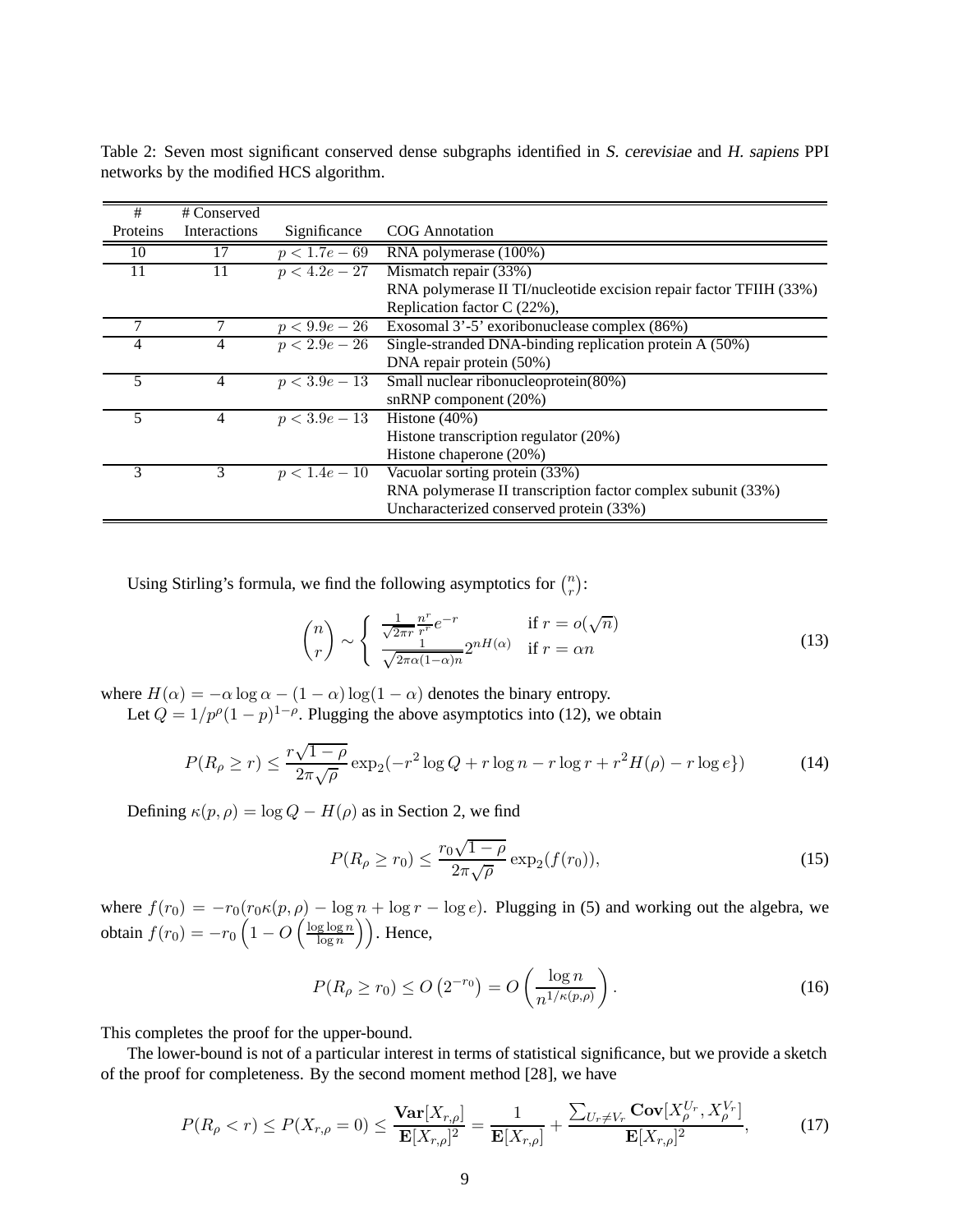Table 2: Seven most significant conserved dense subgraphs identified in *S. cerevisiae* and *H. sapiens* PPI networks by the modified HCS algorithm.

| # Proteins | # Conserved Interactions | Significance | COG Annotation |
|---|---|---|---|
| 10 | 17 | $p < 1.7e-69$ | RNA polymerase (100%) |
| 11 | 11 | $p < 4.2e-27$ | Mismatch repair (33%) |
| | | | RNA polymerase II TI/nucleotide excision repair factor TFIIH (33%) |
| | | | Replication factor C (22%), |
| 7 | 7 | $p < 9.9e-26$ | Exosomal 3'-5' exoribonuclease complex (86%) |
| 4 | 4 | $p < 2.9e-26$ | Single-stranded DNA-binding replication protein A (50%) |
| | | | DNA repair protein (50%) |
| 5 | 4 | $p < 3.9e-13$ | Small nuclear ribonucleoprotein(80%) |
| | | | snRNP component (20%) |
| 5 | 4 | $p < 3.9e-13$ | Histone (40%) |
| | | | Histone transcription regulator (20%) |
| | | | Histone chaperone (20%) |
| 3 | 3 | $p < 1.4e-10$ | Vacuolar sorting protein (33%) |
| | | | RNA polymerase II transcription factor complex subunit (33%) |
| | | | Uncharacterized conserved protein (33%) |

Using Stirling's formula, we find the following asymptotics for $\binom{n}{r}$:

$$\binom{n}{r} \sim \begin{cases} \frac{1}{\sqrt{2\pi r}} \frac{n^r}{r^r} e^{-r} & \text{if } r = o(\sqrt{n}) \\ \frac{1}{\sqrt{2\pi\alpha(1-\alpha)n}} 2^{nH(\alpha)} & \text{if } r = \alpha n \end{cases} \tag{13}$$

where $H(\alpha) = -\alpha \log \alpha - (1-\alpha)\log(1-\alpha)$ denotes the binary entropy.

Let $Q = 1/p^\rho(1-p)^{1-\rho}$. Plugging the above asymptotics into (12), we obtain

$$P(R_\rho \geq r) \leq \frac{r\sqrt{1-\rho}}{2\pi\sqrt{\rho}} \exp_2(-r^2 \log Q + r \log n - r \log r + r^2 H(\rho) - r \log e\}) \tag{14}$$

Defining $\kappa(p, \rho) = \log Q - H(\rho)$ as in Section 2, we find

$$P(R_\rho \geq r_0) \leq \frac{r_0\sqrt{1-\rho}}{2\pi\sqrt{\rho}} \exp_2(f(r_0)), \tag{15}$$

where $f(r_0) = -r_0(r_0\kappa(p, \rho) - \log n + \log r - \log e)$. Plugging in (5) and working out the algebra, we obtain $f(r_0) = -r_0 \left(1 - O\left(\frac{\log \log n}{\log n}\right)\right)$. Hence,

$$P(R_\rho \geq r_0) \leq O\left(2^{-r_0}\right) = O\left(\frac{\log n}{n^{1/\kappa(p,\rho)}}\right). \tag{16}$$

This completes the proof for the upper-bound.

The lower-bound is not of a particular interest in terms of statistical significance, but we provide a sketch of the proof for completeness. By the second moment method [28], we have

$$P(R_\rho < r) \leq P(X_{r,\rho} = 0) \leq \frac{\mathbf{Var}[X_{r,\rho}]}{\mathbf{E}[X_{r,\rho}]^2} = \frac{1}{\mathbf{E}[X_{r,\rho}]} + \frac{\sum_{U_r \neq V_r} \mathbf{Cov}[X_\rho^{U_r}, X_\rho^{V_r}]}{\mathbf{E}[X_{r,\rho}]^2}, \tag{17}$$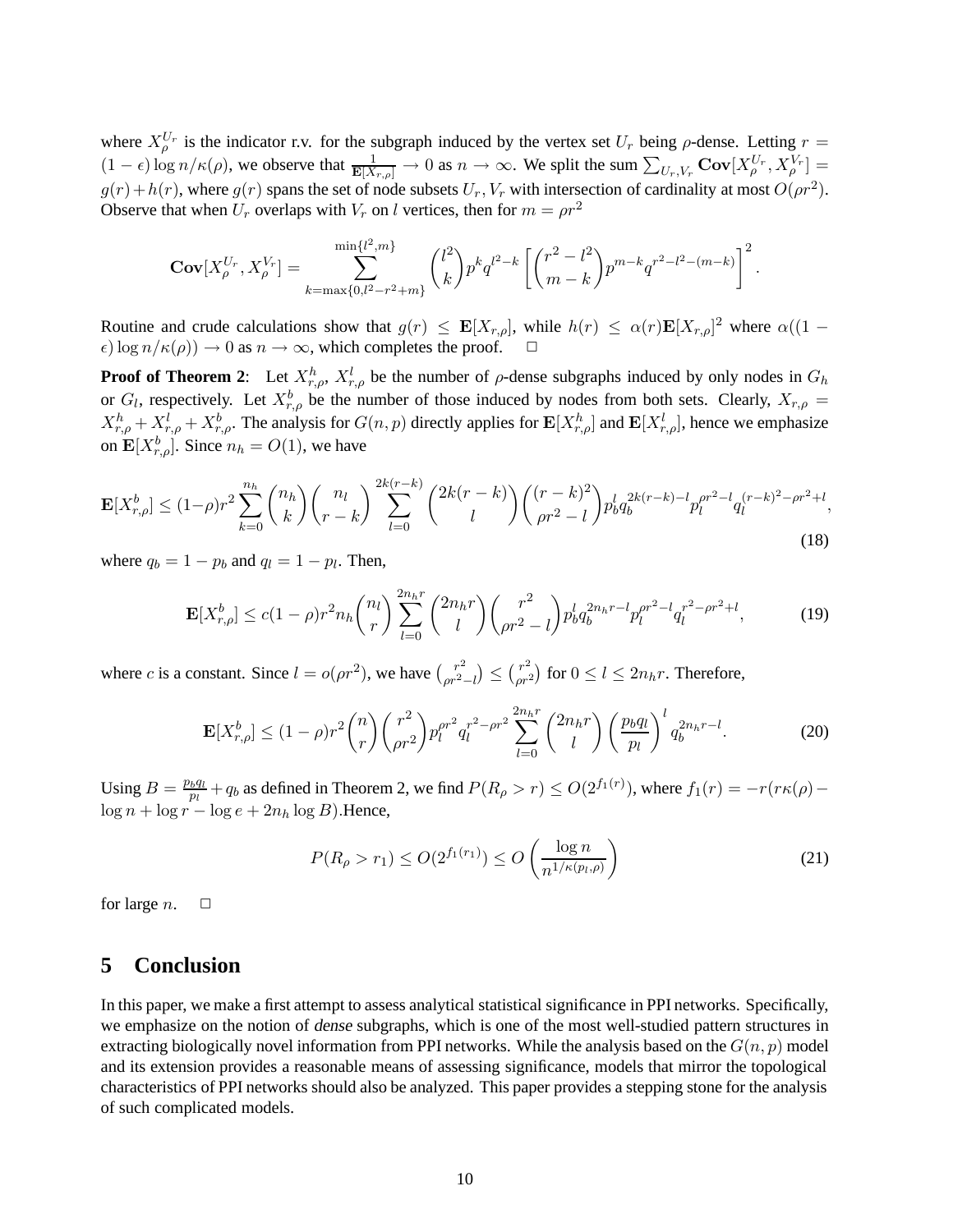where $X_\rho^{U_r}$ is the indicator r.v. for the subgraph induced by the vertex set $U_r$ being $\rho$-dense. Letting $r = (1-\epsilon)\log n/\kappa(\rho)$, we observe that $\frac{1}{\mathbf{E}[X_{r,\rho}]} \to 0$ as $n \to \infty$. We split the sum $\sum_{U_r,V_r} \mathbf{Cov}[X_\rho^{U_r}, X_\rho^{V_r}] = g(r) + h(r)$, where $g(r)$ spans the set of node subsets $U_r, V_r$ with intersection of cardinality at most $O(\rho r^2)$. Observe that when $U_r$ overlaps with $V_r$ on $l$ vertices, then for $m = \rho r^2$

$$\mathbf{Cov}[X_\rho^{U_r}, X_\rho^{V_r}] = \sum_{k=\max\{0, l^2-r^2+m\}}^{\min\{l^2,m\}} \binom{l^2}{k} p^k q^{l^2-k} \left[\binom{r^2-l^2}{m-k} p^{m-k} q^{r^2-l^2-(m-k)}\right]^2.$$

Routine and crude calculations show that $g(r) \leq \mathbf{E}[X_{r,\rho}]$, while $h(r) \leq \alpha(r)\mathbf{E}[X_{r,\rho}]^2$ where $\alpha((1-\epsilon)\log n/\kappa(\rho)) \to 0$ as $n \to \infty$, which completes the proof. $\square$

**Proof of Theorem 2**: Let $X_{r,\rho}^h$, $X_{r,\rho}^l$ be the number of $\rho$-dense subgraphs induced by only nodes in $G_h$ or $G_l$, respectively. Let $X_{r,\rho}^b$ be the number of those induced by nodes from both sets. Clearly, $X_{r,\rho} = X_{r,\rho}^h + X_{r,\rho}^l + X_{r,\rho}^b$. The analysis for $G(n,p)$ directly applies for $\mathbf{E}[X_{r,\rho}^h]$ and $\mathbf{E}[X_{r,\rho}^l]$, hence we emphasize on $\mathbf{E}[X_{r,\rho}^b]$. Since $n_h = O(1)$, we have

$$\mathbf{E}[X_{r,\rho}^b] \leq (1-\rho)r^2 \sum_{k=0}^{n_h} \binom{n_h}{k}\binom{n_l}{r-k} \sum_{l=0}^{2k(r-k)} \binom{2k(r-k)}{l}\binom{(r-k)^2}{\rho r^2 - l} p_b^l q_b^{2k(r-k)-l} p_l^{\rho r^2 - l} q_l^{(r-k)^2-\rho r^2+l}, \tag{18}$$

where $q_b = 1 - p_b$ and $q_l = 1 - p_l$. Then,

$$\mathbf{E}[X_{r,\rho}^b] \leq c(1-\rho)r^2 n_h \binom{n_l}{r} \sum_{l=0}^{2n_h r} \binom{2n_h r}{l}\binom{r^2}{\rho r^2 - l} p_b^l q_b^{2n_h r - l} p_l^{\rho r^2 - l} q_l^{r^2 - \rho r^2 + l}, \tag{19}$$

where $c$ is a constant. Since $l = o(\rho r^2)$, we have $\binom{r^2}{\rho r^2 - l} \leq \binom{r^2}{\rho r^2}$ for $0 \leq l \leq 2n_h r$. Therefore,

$$\mathbf{E}[X_{r,\rho}^b] \leq (1-\rho)r^2 \binom{n}{r}\binom{r^2}{\rho r^2} p_l^{\rho r^2} q_l^{r^2-\rho r^2} \sum_{l=0}^{2n_h r} \binom{2n_h r}{l}\left(\frac{p_b q_l}{p_l}\right)^l q_b^{2n_h r - l}. \tag{20}$$

Using $B = \frac{p_b q_l}{p_l} + q_b$ as defined in Theorem 2, we find $P(R_\rho > r) \leq O(2^{f_1(r)})$, where $f_1(r) = -r(r\kappa(\rho) - \log n + \log r - \log e + 2n_h \log B)$.Hence,

$$P(R_\rho > r_1) \leq O(2^{f_1(r_1)}) \leq O\left(\frac{\log n}{n^{1/\kappa(p_l,\rho)}}\right) \tag{21}$$

for large $n$. $\square$

## 5 Conclusion

In this paper, we make a first attempt to assess analytical statistical significance in PPI networks. Specifically, we emphasize on the notion of *dense* subgraphs, which is one of the most well-studied pattern structures in extracting biologically novel information from PPI networks. While the analysis based on the $G(n,p)$ model and its extension provides a reasonable means of assessing significance, models that mirror the topological characteristics of PPI networks should also be analyzed. This paper provides a stepping stone for the analysis of such complicated models.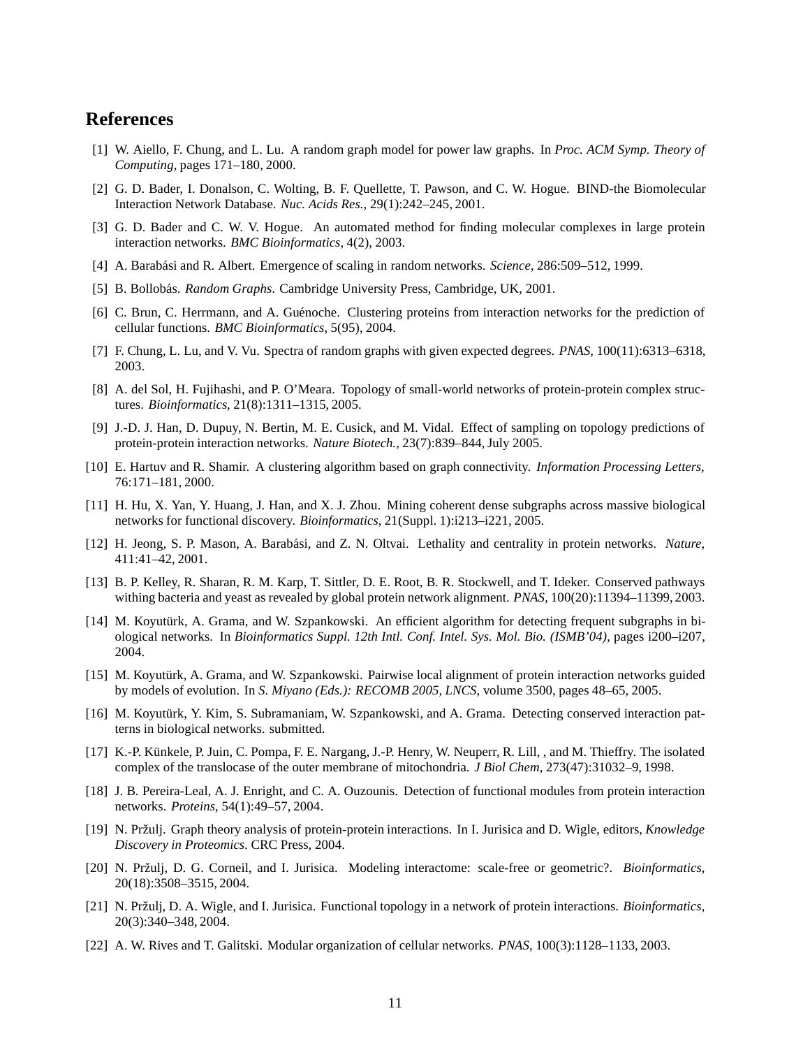## References

[1] W. Aiello, F. Chung, and L. Lu. A random graph model for power law graphs. In *Proc. ACM Symp. Theory of Computing*, pages 171–180, 2000.

[2] G. D. Bader, I. Donalson, C. Wolting, B. F. Quellette, T. Pawson, and C. W. Hogue. BIND-the Biomolecular Interaction Network Database. *Nuc. Acids Res.*, 29(1):242–245, 2001.

[3] G. D. Bader and C. W. V. Hogue. An automated method for finding molecular complexes in large protein interaction networks. *BMC Bioinformatics*, 4(2), 2003.

[4] A. Barabási and R. Albert. Emergence of scaling in random networks. *Science*, 286:509–512, 1999.

[5] B. Bollobás. *Random Graphs*. Cambridge University Press, Cambridge, UK, 2001.

[6] C. Brun, C. Herrmann, and A. Guénoche. Clustering proteins from interaction networks for the prediction of cellular functions. *BMC Bioinformatics*, 5(95), 2004.

[7] F. Chung, L. Lu, and V. Vu. Spectra of random graphs with given expected degrees. *PNAS*, 100(11):6313–6318, 2003.

[8] A. del Sol, H. Fujihashi, and P. O'Meara. Topology of small-world networks of protein-protein complex structures. *Bioinformatics*, 21(8):1311–1315, 2005.

[9] J.-D. J. Han, D. Dupuy, N. Bertin, M. E. Cusick, and M. Vidal. Effect of sampling on topology predictions of protein-protein interaction networks. *Nature Biotech.*, 23(7):839–844, July 2005.

[10] E. Hartuv and R. Shamir. A clustering algorithm based on graph connectivity. *Information Processing Letters*, 76:171–181, 2000.

[11] H. Hu, X. Yan, Y. Huang, J. Han, and X. J. Zhou. Mining coherent dense subgraphs across massive biological networks for functional discovery. *Bioinformatics*, 21(Suppl. 1):i213–i221, 2005.

[12] H. Jeong, S. P. Mason, A. Barabási, and Z. N. Oltvai. Lethality and centrality in protein networks. *Nature*, 411:41–42, 2001.

[13] B. P. Kelley, R. Sharan, R. M. Karp, T. Sittler, D. E. Root, B. R. Stockwell, and T. Ideker. Conserved pathways withing bacteria and yeast as revealed by global protein network alignment. *PNAS*, 100(20):11394–11399, 2003.

[14] M. Koyutürk, A. Grama, and W. Szpankowski. An efficient algorithm for detecting frequent subgraphs in biological networks. In *Bioinformatics Suppl. 12th Intl. Conf. Intel. Sys. Mol. Bio. (ISMB'04)*, pages i200–i207, 2004.

[15] M. Koyutürk, A. Grama, and W. Szpankowski. Pairwise local alignment of protein interaction networks guided by models of evolution. In *S. Miyano (Eds.): RECOMB 2005, LNCS*, volume 3500, pages 48–65, 2005.

[16] M. Koyutürk, Y. Kim, S. Subramaniam, W. Szpankowski, and A. Grama. Detecting conserved interaction patterns in biological networks. submitted.

[17] K.-P. Künkele, P. Juin, C. Pompa, F. E. Nargang, J.-P. Henry, W. Neuperr, R. Lill, , and M. Thieffry. The isolated complex of the translocase of the outer membrane of mitochondria. *J Biol Chem*, 273(47):31032–9, 1998.

[18] J. B. Pereira-Leal, A. J. Enright, and C. A. Ouzounis. Detection of functional modules from protein interaction networks. *Proteins*, 54(1):49–57, 2004.

[19] N. Pržulj. Graph theory analysis of protein-protein interactions. In I. Jurisica and D. Wigle, editors, *Knowledge Discovery in Proteomics*. CRC Press, 2004.

[20] N. Pržulj, D. G. Corneil, and I. Jurisica. Modeling interactome: scale-free or geometric?. *Bioinformatics*, 20(18):3508–3515, 2004.

[21] N. Pržulj, D. A. Wigle, and I. Jurisica. Functional topology in a network of protein interactions. *Bioinformatics*, 20(3):340–348, 2004.

[22] A. W. Rives and T. Galitski. Modular organization of cellular networks. *PNAS*, 100(3):1128–1133, 2003.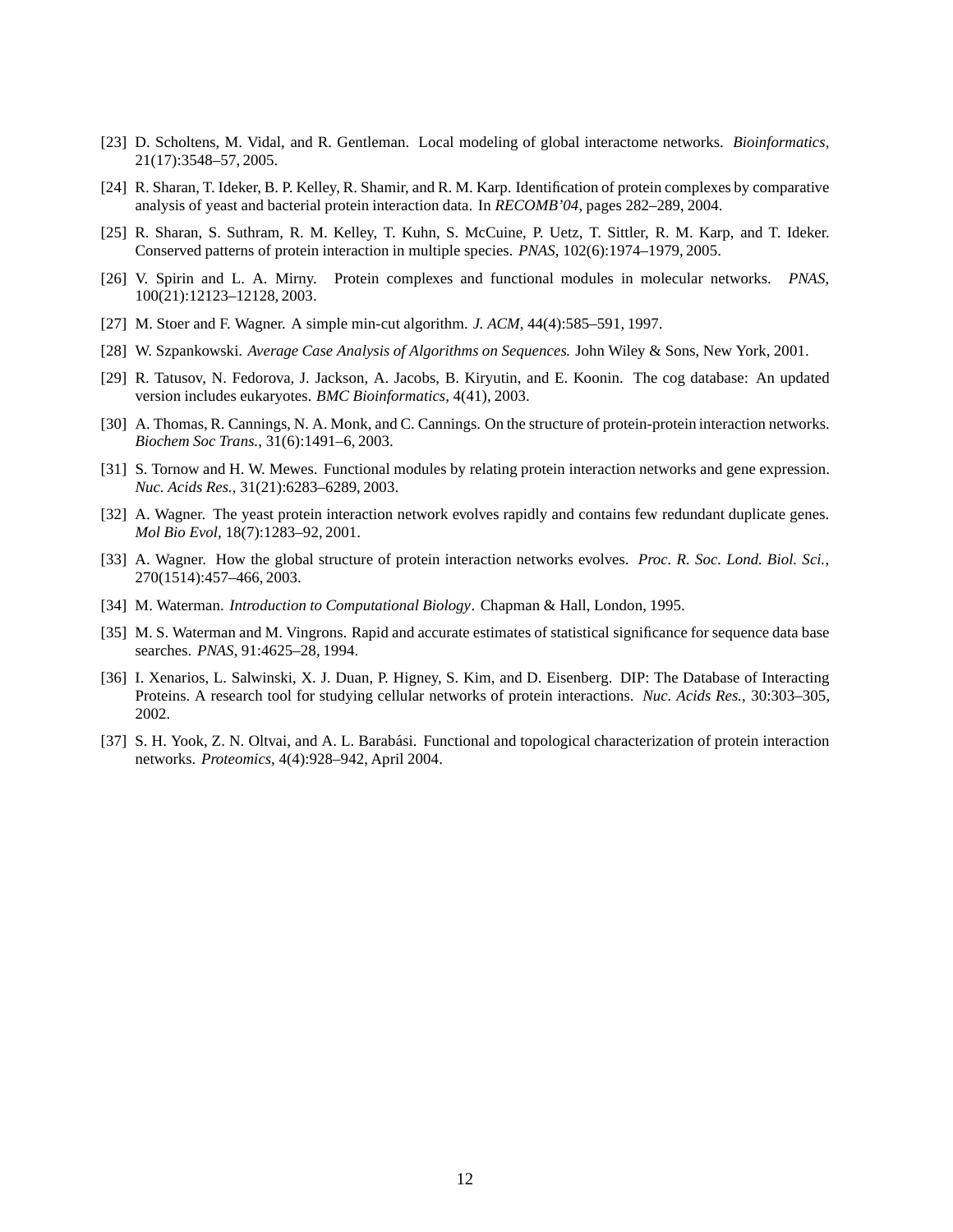[23] D. Scholtens, M. Vidal, and R. Gentleman. Local modeling of global interactome networks. *Bioinformatics*, 21(17):3548–57, 2005.

[24] R. Sharan, T. Ideker, B. P. Kelley, R. Shamir, and R. M. Karp. Identification of protein complexes by comparative analysis of yeast and bacterial protein interaction data. In *RECOMB'04*, pages 282–289, 2004.

[25] R. Sharan, S. Suthram, R. M. Kelley, T. Kuhn, S. McCuine, P. Uetz, T. Sittler, R. M. Karp, and T. Ideker. Conserved patterns of protein interaction in multiple species. *PNAS*, 102(6):1974–1979, 2005.

[26] V. Spirin and L. A. Mirny. Protein complexes and functional modules in molecular networks. *PNAS*, 100(21):12123–12128, 2003.

[27] M. Stoer and F. Wagner. A simple min-cut algorithm. *J. ACM*, 44(4):585–591, 1997.

[28] W. Szpankowski. *Average Case Analysis of Algorithms on Sequences.* John Wiley & Sons, New York, 2001.

[29] R. Tatusov, N. Fedorova, J. Jackson, A. Jacobs, B. Kiryutin, and E. Koonin. The cog database: An updated version includes eukaryotes. *BMC Bioinformatics*, 4(41), 2003.

[30] A. Thomas, R. Cannings, N. A. Monk, and C. Cannings. On the structure of protein-protein interaction networks. *Biochem Soc Trans.*, 31(6):1491–6, 2003.

[31] S. Tornow and H. W. Mewes. Functional modules by relating protein interaction networks and gene expression. *Nuc. Acids Res.*, 31(21):6283–6289, 2003.

[32] A. Wagner. The yeast protein interaction network evolves rapidly and contains few redundant duplicate genes. *Mol Bio Evol*, 18(7):1283–92, 2001.

[33] A. Wagner. How the global structure of protein interaction networks evolves. *Proc. R. Soc. Lond. Biol. Sci.*, 270(1514):457–466, 2003.

[34] M. Waterman. *Introduction to Computational Biology*. Chapman & Hall, London, 1995.

[35] M. S. Waterman and M. Vingrons. Rapid and accurate estimates of statistical significance for sequence data base searches. *PNAS*, 91:4625–28, 1994.

[36] I. Xenarios, L. Salwinski, X. J. Duan, P. Higney, S. Kim, and D. Eisenberg. DIP: The Database of Interacting Proteins. A research tool for studying cellular networks of protein interactions. *Nuc. Acids Res.*, 30:303–305, 2002.

[37] S. H. Yook, Z. N. Oltvai, and A. L. Barabási. Functional and topological characterization of protein interaction networks. *Proteomics*, 4(4):928–942, April 2004.